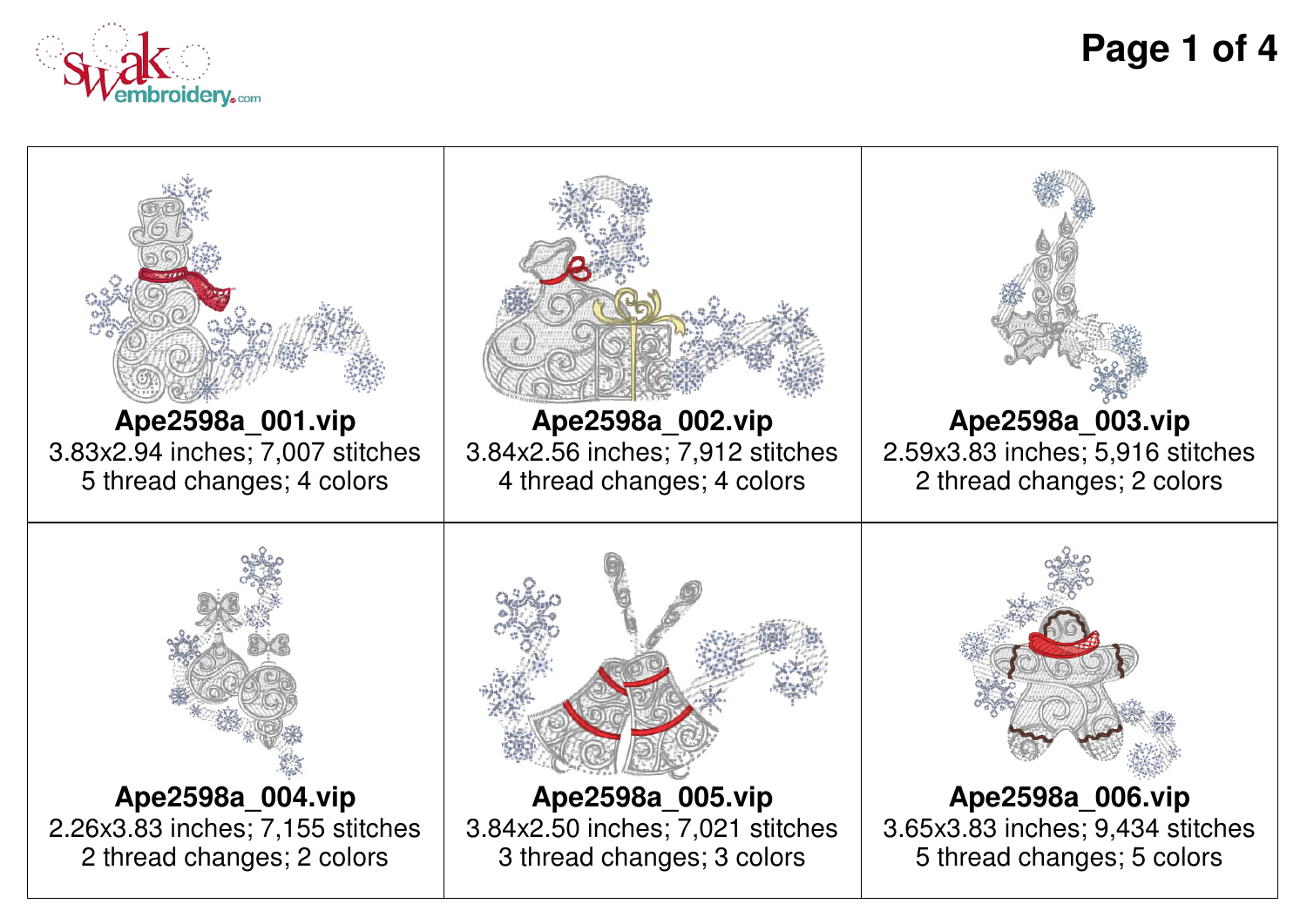| | | |
|---|---|---|
| **Ape2598a_001.vip**<br>3.83x2.94 inches; 7,007 stitches<br>5 thread changes; 4 colors | **Ape2598a_002.vip**<br>3.84x2.56 inches; 7,912 stitches<br>4 thread changes; 4 colors | **Ape2598a_003.vip**<br>2.59x3.83 inches; 5,916 stitches<br>2 thread changes; 2 colors |
| **Ape2598a_004.vip**<br>2.26x3.83 inches; 7,155 stitches<br>2 thread changes; 2 colors | **Ape2598a_005.vip**<br>3.84x2.50 inches; 7,021 stitches<br>3 thread changes; 3 colors | **Ape2598a_006.vip**<br>3.65x3.83 inches; 9,434 stitches<br>5 thread changes; 5 colors |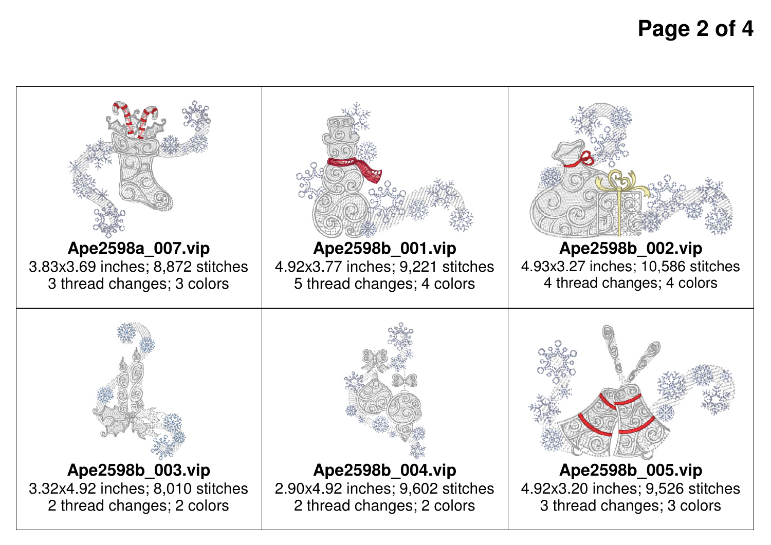| | | |
|---|---|---|
| **Ape2598a_007.vip**<br>3.83x3.69 inches; 8,872 stitches<br>3 thread changes; 3 colors | **Ape2598b_001.vip**<br>4.92x3.77 inches; 9,221 stitches<br>5 thread changes; 4 colors | **Ape2598b_002.vip**<br>4.93x3.27 inches; 10,586 stitches<br>4 thread changes; 4 colors |
| **Ape2598b_003.vip**<br>3.32x4.92 inches; 8,010 stitches<br>2 thread changes; 2 colors | **Ape2598b_004.vip**<br>2.90x4.92 inches; 9,602 stitches<br>2 thread changes; 2 colors | **Ape2598b_005.vip**<br>4.92x3.20 inches; 9,526 stitches<br>3 thread changes; 3 colors |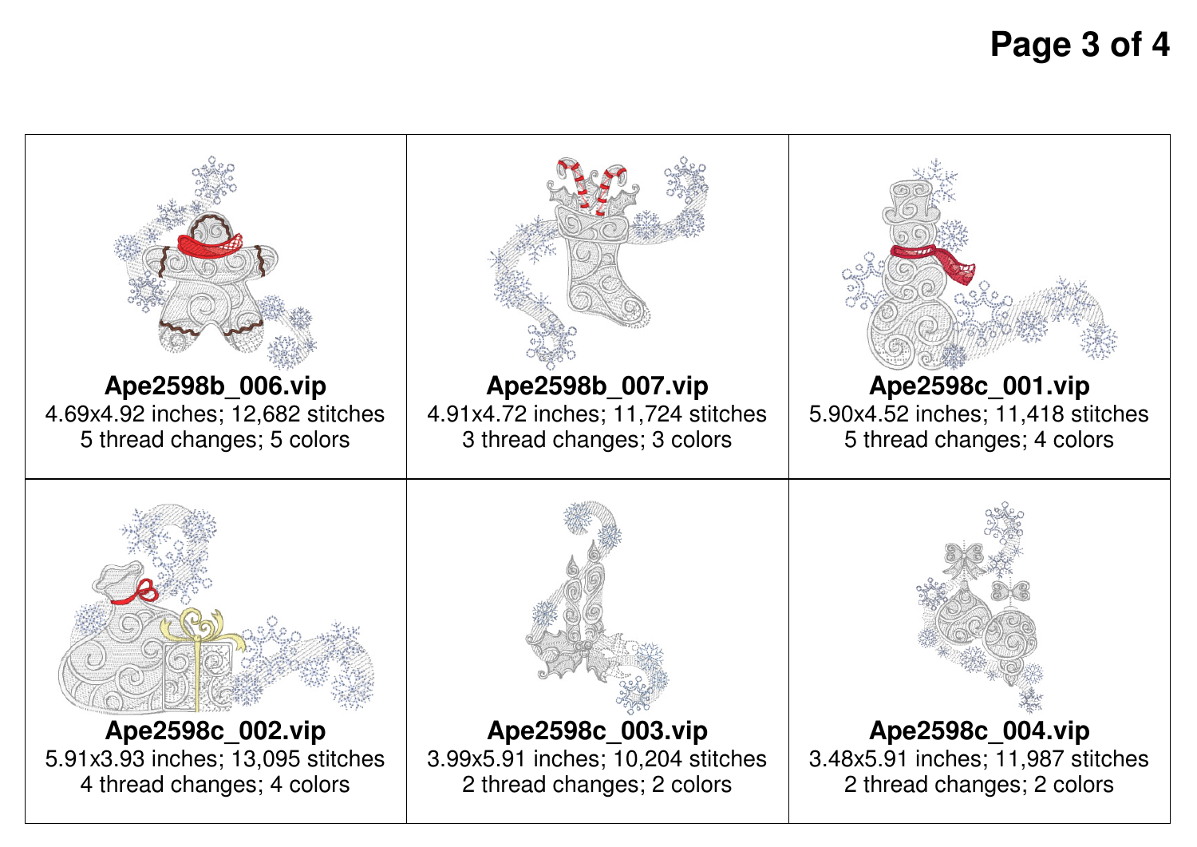| | | |
|---|---|---|
| **Ape2598b_006.vip**<br>4.69x4.92 inches; 12,682 stitches<br>5 thread changes; 5 colors | **Ape2598b_007.vip**<br>4.91x4.72 inches; 11,724 stitches<br>3 thread changes; 3 colors | **Ape2598c_001.vip**<br>5.90x4.52 inches; 11,418 stitches<br>5 thread changes; 4 colors |
| **Ape2598c_002.vip**<br>5.91x3.93 inches; 13,095 stitches<br>4 thread changes; 4 colors | **Ape2598c_003.vip**<br>3.99x5.91 inches; 10,204 stitches<br>2 thread changes; 2 colors | **Ape2598c_004.vip**<br>3.48x5.91 inches; 11,987 stitches<br>2 thread changes; 2 colors |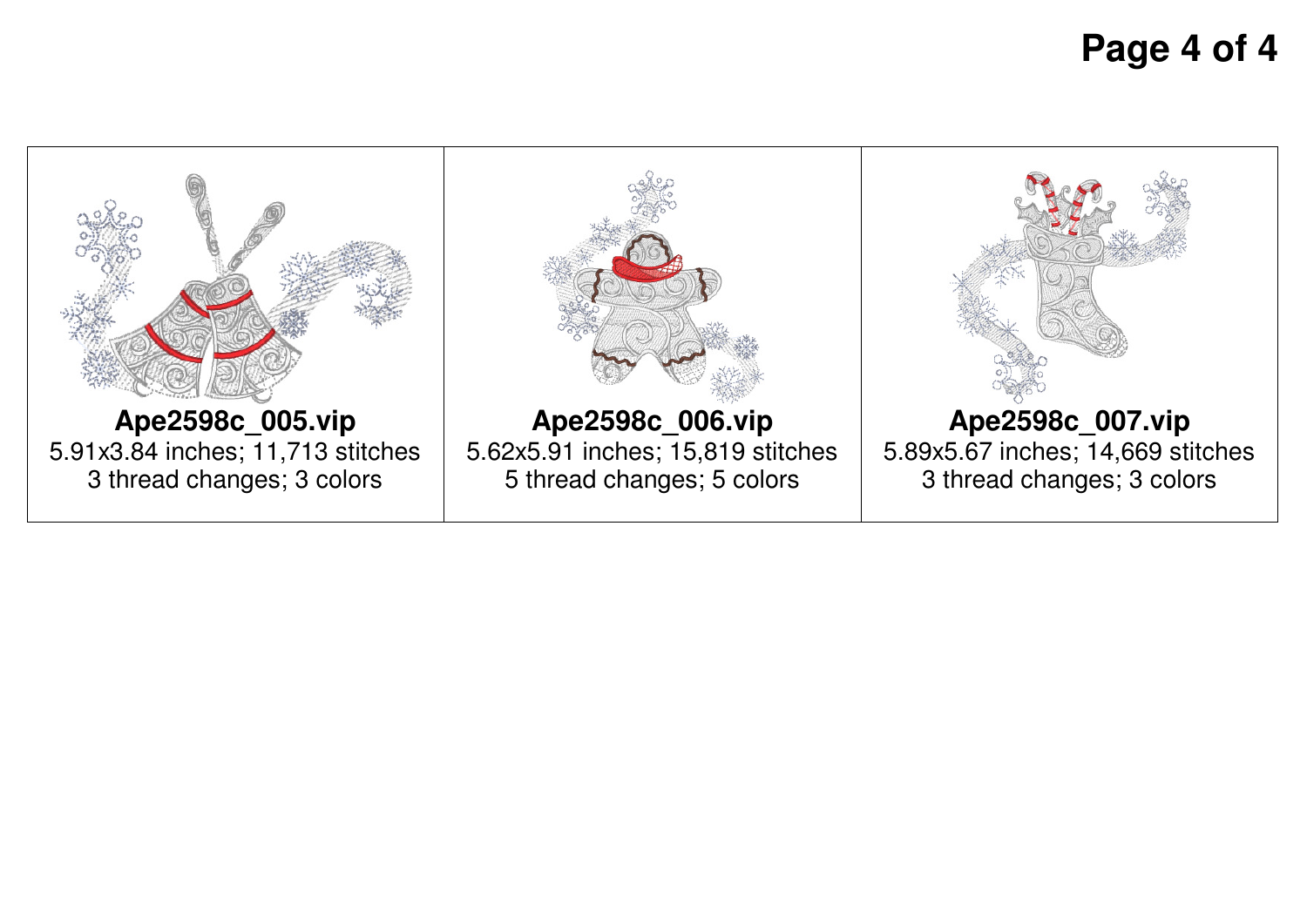| | | |
|---|---|---|
| **Ape2598c_005.vip**<br>5.91x3.84 inches; 11,713 stitches<br>3 thread changes; 3 colors | **Ape2598c_006.vip**<br>5.62x5.91 inches; 15,819 stitches<br>5 thread changes; 5 colors | **Ape2598c_007.vip**<br>5.89x5.67 inches; 14,669 stitches<br>3 thread changes; 3 colors |